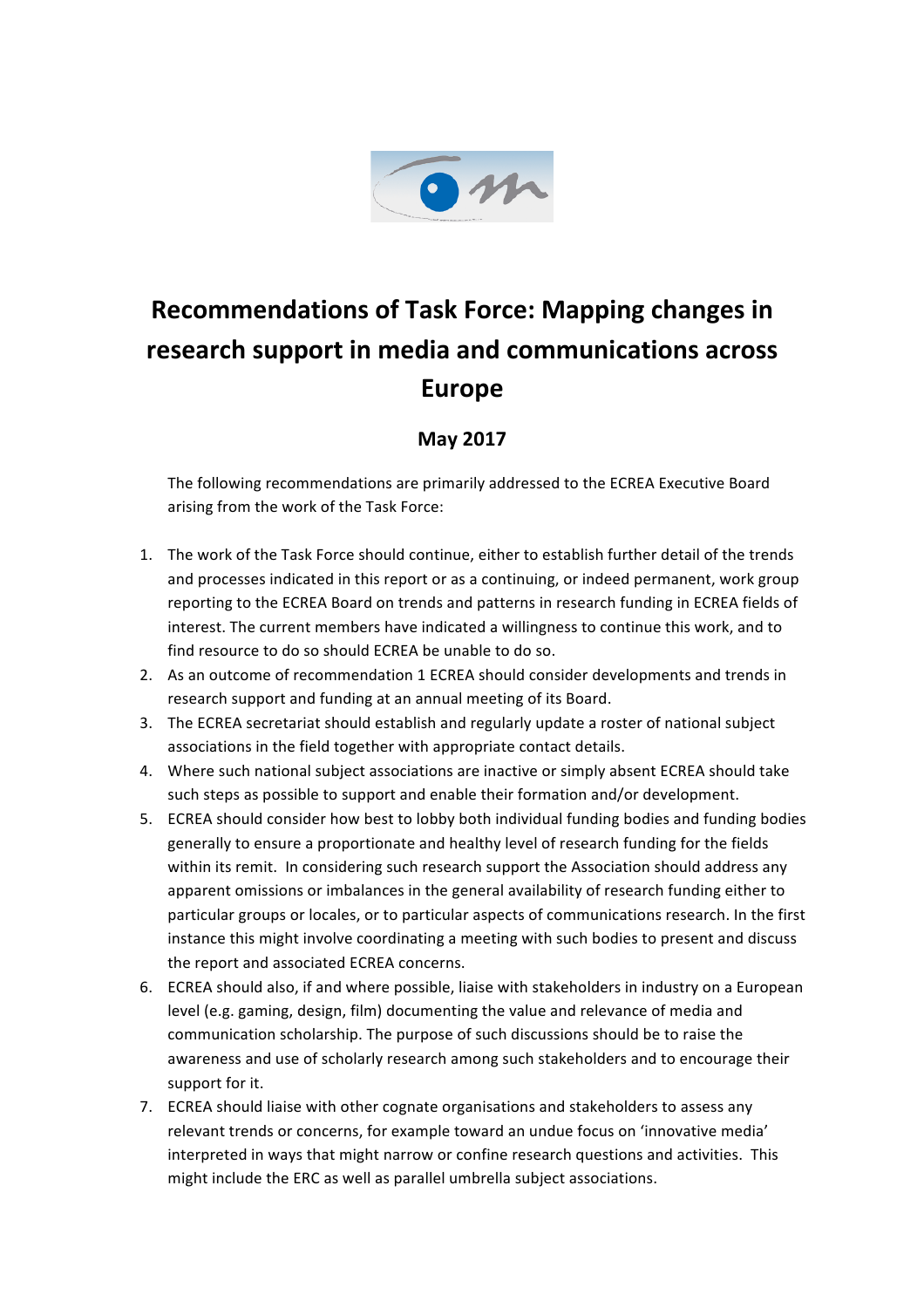# Recommendations of Task Force: Mapping changes in research support in media and communications across Europe

## May 2017

The following recommendations are primarily addressed to the ECREA Executive Board arising from the work of the Task Force:

1. The work of the Task Force should continue, either to establish further detail of the trends and processes indicated in this report or as a continuing, or indeed permanent, work group reporting to the ECREA Board on trends and patterns in research funding in ECREA fields of interest. The current members have indicated a willingness to continue this work, and to find resource to do so should ECREA be unable to do so.
2. As an outcome of recommendation 1 ECREA should consider developments and trends in research support and funding at an annual meeting of its Board.
3. The ECREA secretariat should establish and regularly update a roster of national subject associations in the field together with appropriate contact details.
4. Where such national subject associations are inactive or simply absent ECREA should take such steps as possible to support and enable their formation and/or development.
5. ECREA should consider how best to lobby both individual funding bodies and funding bodies generally to ensure a proportionate and healthy level of research funding for the fields within its remit. In considering such research support the Association should address any apparent omissions or imbalances in the general availability of research funding either to particular groups or locales, or to particular aspects of communications research. In the first instance this might involve coordinating a meeting with such bodies to present and discuss the report and associated ECREA concerns.
6. ECREA should also, if and where possible, liaise with stakeholders in industry on a European level (e.g. gaming, design, film) documenting the value and relevance of media and communication scholarship. The purpose of such discussions should be to raise the awareness and use of scholarly research among such stakeholders and to encourage their support for it.
7. ECREA should liaise with other cognate organisations and stakeholders to assess any relevant trends or concerns, for example toward an undue focus on 'innovative media' interpreted in ways that might narrow or confine research questions and activities. This might include the ERC as well as parallel umbrella subject associations.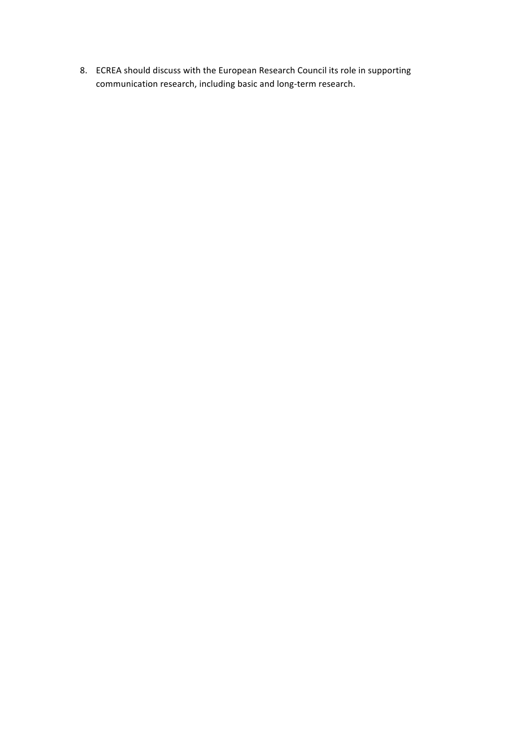8. ECREA should discuss with the European Research Council its role in supporting communication research, including basic and long-term research.